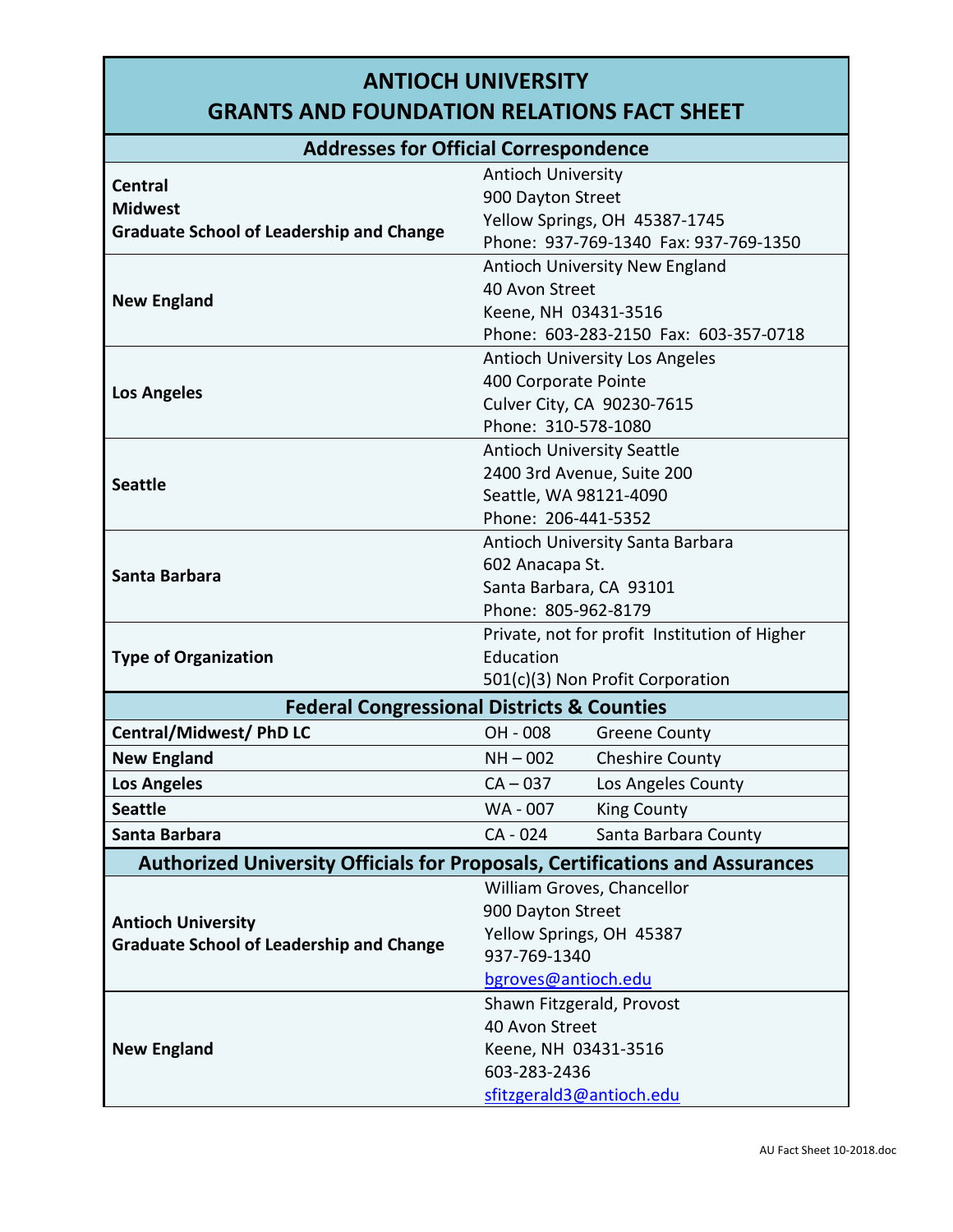# ANTIOCH UNIVERSITY
# GRANTS AND FOUNDATION RELATIONS FACT SHEET

## Addresses for Official Correspondence

| | |
|---|---|
| **Central**<br>**Midwest**<br>**Graduate School of Leadership and Change** | Antioch University<br>900 Dayton Street<br>Yellow Springs, OH 45387-1745<br>Phone: 937-769-1340 Fax: 937-769-1350 |
| **New England** | Antioch University New England<br>40 Avon Street<br>Keene, NH 03431-3516<br>Phone: 603-283-2150 Fax: 603-357-0718 |
| **Los Angeles** | Antioch University Los Angeles<br>400 Corporate Pointe<br>Culver City, CA 90230-7615<br>Phone: 310-578-1080 |
| **Seattle** | Antioch University Seattle<br>2400 3rd Avenue, Suite 200<br>Seattle, WA 98121-4090<br>Phone: 206-441-5352 |
| **Santa Barbara** | Antioch University Santa Barbara<br>602 Anacapa St.<br>Santa Barbara, CA 93101<br>Phone: 805-962-8179 |
| **Type of Organization** | Private, not for profit Institution of Higher Education<br>501(c)(3) Non Profit Corporation |

## Federal Congressional Districts & Counties

| | | |
|---|---|---|
| **Central/Midwest/ PhD LC** | OH - 008 | Greene County |
| **New England** | NH – 002 | Cheshire County |
| **Los Angeles** | CA – 037 | Los Angeles County |
| **Seattle** | WA - 007 | King County |
| **Santa Barbara** | CA - 024 | Santa Barbara County |

## Authorized University Officials for Proposals, Certifications and Assurances

| | |
|---|---|
| **Antioch University**<br>**Graduate School of Leadership and Change** | William Groves, Chancellor<br>900 Dayton Street<br>Yellow Springs, OH 45387<br>937-769-1340<br>bgroves@antioch.edu |
| **New England** | Shawn Fitzgerald, Provost<br>40 Avon Street<br>Keene, NH 03431-3516<br>603-283-2436<br>sfitzgerald3@antioch.edu |

AU Fact Sheet 10-2018.doc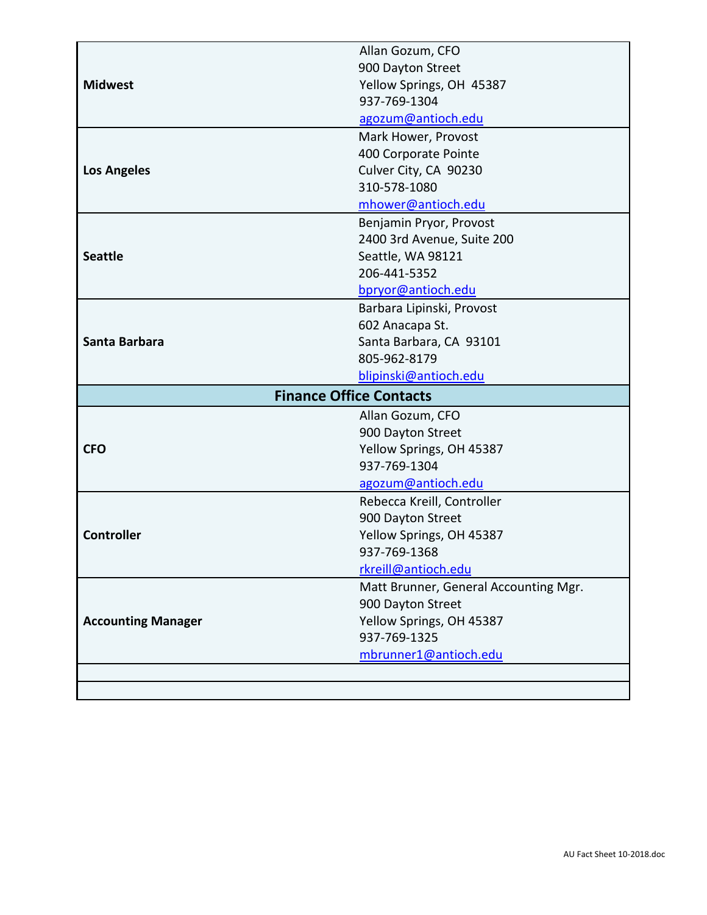| | |
|---|---|
| **Midwest** | Allan Gozum, CFO<br>900 Dayton Street<br>Yellow Springs, OH 45387<br>937-769-1304<br>agozum@antioch.edu |
| **Los Angeles** | Mark Hower, Provost<br>400 Corporate Pointe<br>Culver City, CA 90230<br>310-578-1080<br>mhower@antioch.edu |
| **Seattle** | Benjamin Pryor, Provost<br>2400 3rd Avenue, Suite 200<br>Seattle, WA 98121<br>206-441-5352<br>bpryor@antioch.edu |
| **Santa Barbara** | Barbara Lipinski, Provost<br>602 Anacapa St.<br>Santa Barbara, CA 93101<br>805-962-8179<br>blipinski@antioch.edu |
| **Finance Office Contacts** | |
| **CFO** | Allan Gozum, CFO<br>900 Dayton Street<br>Yellow Springs, OH 45387<br>937-769-1304<br>agozum@antioch.edu |
| **Controller** | Rebecca Kreill, Controller<br>900 Dayton Street<br>Yellow Springs, OH 45387<br>937-769-1368<br>rkreill@antioch.edu |
| **Accounting Manager** | Matt Brunner, General Accounting Mgr.<br>900 Dayton Street<br>Yellow Springs, OH 45387<br>937-769-1325<br>mbrunner1@antioch.edu |
| | |
| | |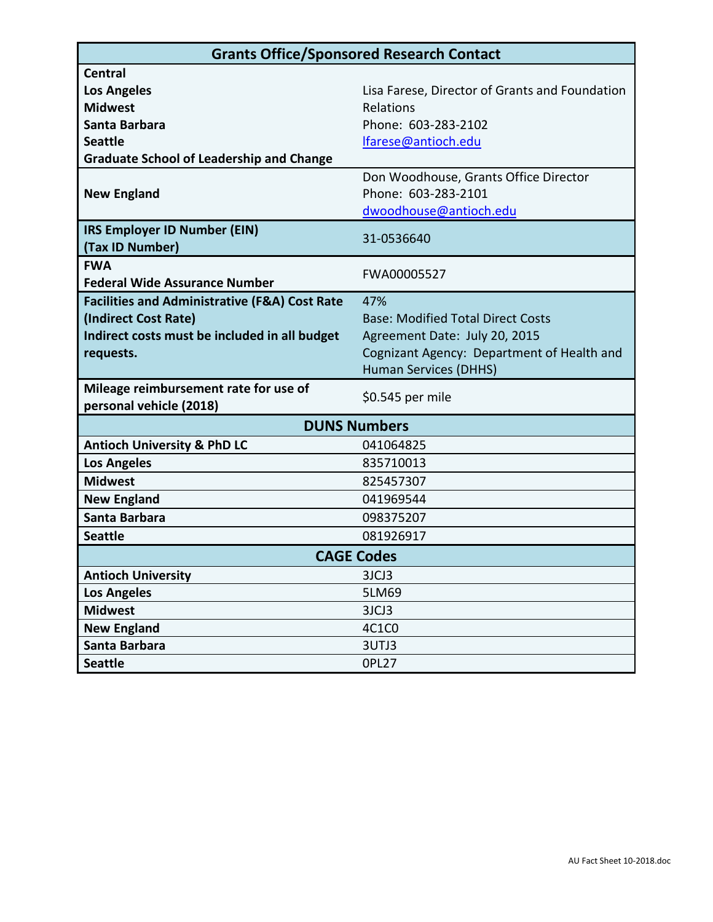| Grants Office/Sponsored Research Contact | |
|---|---|
| **Central**<br>**Los Angeles**<br>**Midwest**<br>**Santa Barbara**<br>**Seattle**<br>**Graduate School of Leadership and Change** | Lisa Farese, Director of Grants and Foundation Relations<br>Phone: 603-283-2102<br>lfarese@antioch.edu |
| **New England** | Don Woodhouse, Grants Office Director<br>Phone: 603-283-2101<br>dwoodhouse@antioch.edu |
| **IRS Employer ID Number (EIN)**<br>**(Tax ID Number)** | 31-0536640 |
| **FWA**<br>**Federal Wide Assurance Number** | FWA00005527 |
| **Facilities and Administrative (F&A) Cost Rate (Indirect Cost Rate)**<br>**Indirect costs must be included in all budget requests.** | 47%<br>Base: Modified Total Direct Costs<br>Agreement Date: July 20, 2015<br>Cognizant Agency: Department of Health and Human Services (DHHS) |
| **Mileage reimbursement rate for use of personal vehicle (2018)** | $0.545 per mile |

| DUNS Numbers | |
|---|---|
| **Antioch University & PhD LC** | 041064825 |
| **Los Angeles** | 835710013 |
| **Midwest** | 825457307 |
| **New England** | 041969544 |
| **Santa Barbara** | 098375207 |
| **Seattle** | 081926917 |

| CAGE Codes | |
|---|---|
| **Antioch University** | 3JCJ3 |
| **Los Angeles** | 5LM69 |
| **Midwest** | 3JCJ3 |
| **New England** | 4C1C0 |
| **Santa Barbara** | 3UTJ3 |
| **Seattle** | 0PL27 |

AU Fact Sheet 10-2018.doc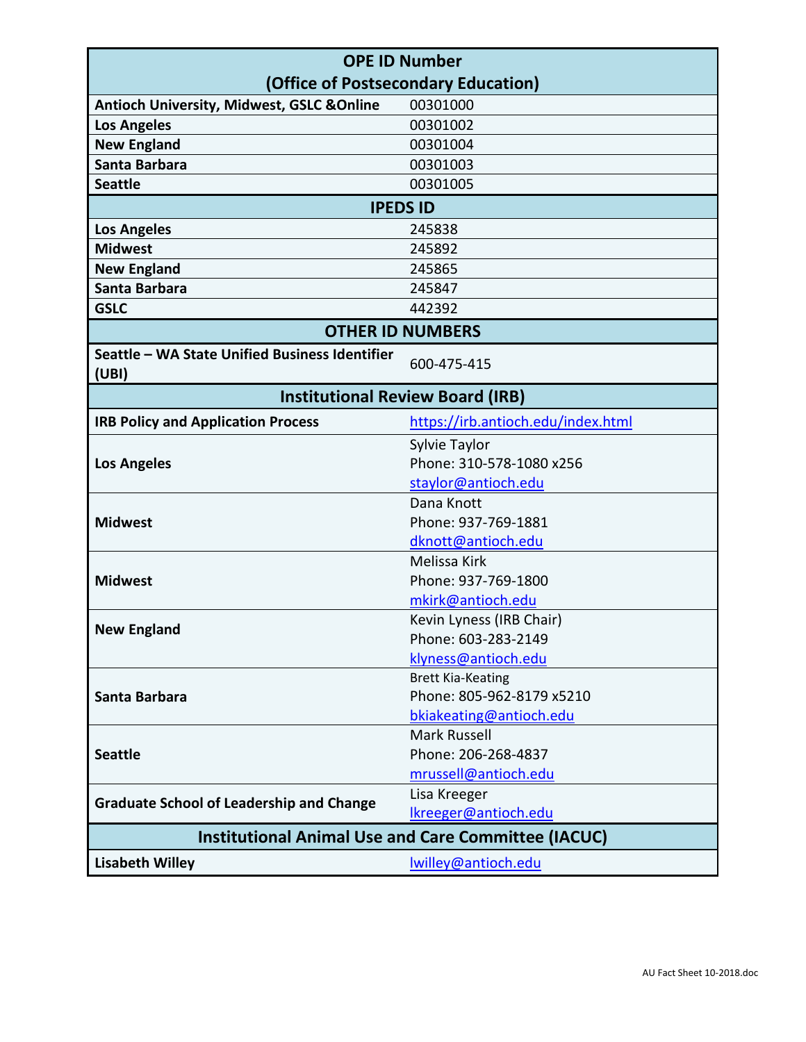| OPE ID Number (Office of Postsecondary Education) | |
|---|---|
| **Antioch University, Midwest, GSLC &Online** | 00301000 |
| **Los Angeles** | 00301002 |
| **New England** | 00301004 |
| **Santa Barbara** | 00301003 |
| **Seattle** | 00301005 |
| **IPEDS ID** | |
| **Los Angeles** | 245838 |
| **Midwest** | 245892 |
| **New England** | 245865 |
| **Santa Barbara** | 245847 |
| **GSLC** | 442392 |
| **OTHER ID NUMBERS** | |
| **Seattle – WA State Unified Business Identifier (UBI)** | 600-475-415 |
| **Institutional Review Board (IRB)** | |
| **IRB Policy and Application Process** | https://irb.antioch.edu/index.html |
| **Los Angeles** | Sylvie Taylor<br>Phone: 310-578-1080 x256<br>staylor@antioch.edu |
| **Midwest** | Dana Knott<br>Phone: 937-769-1881<br>dknott@antioch.edu |
| **Midwest** | Melissa Kirk<br>Phone: 937-769-1800<br>mkirk@antioch.edu |
| **New England** | Kevin Lyness (IRB Chair)<br>Phone: 603-283-2149<br>klyness@antioch.edu |
| **Santa Barbara** | Brett Kia-Keating<br>Phone: 805-962-8179 x5210<br>bkiakeating@antioch.edu |
| **Seattle** | Mark Russell<br>Phone: 206-268-4837<br>mrussell@antioch.edu |
| **Graduate School of Leadership and Change** | Lisa Kreeger<br>lkreeger@antioch.edu |
| **Institutional Animal Use and Care Committee (IACUC)** | |
| **Lisabeth Willey** | lwilley@antioch.edu |

AU Fact Sheet 10-2018.doc